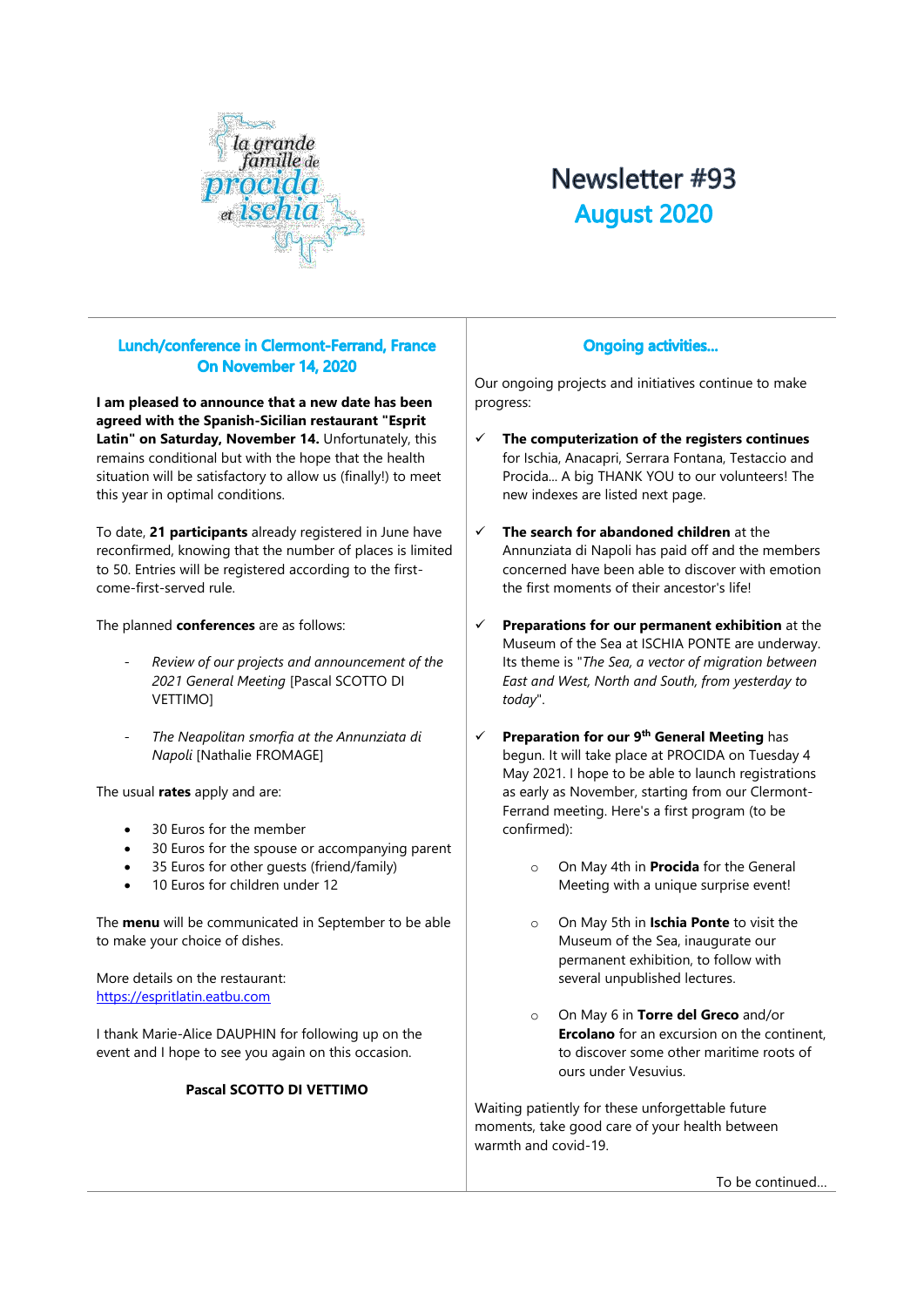la grande famille de procida et ischia

# Newsletter #93

## August 2020

## Lunch/conference in Clermont-Ferrand, France
## On November 14, 2020

**I am pleased to announce that a new date has been agreed with the Spanish-Sicilian restaurant "Esprit Latin" on Saturday, November 14.** Unfortunately, this remains conditional but with the hope that the health situation will be satisfactory to allow us (finally!) to meet this year in optimal conditions.

To date, **21 participants** already registered in June have reconfirmed, knowing that the number of places is limited to 50. Entries will be registered according to the first-come-first-served rule.

The planned **conferences** are as follows:

- *Review of our projects and announcement of the 2021 General Meeting* [Pascal SCOTTO DI VETTIMO]
- *The Neapolitan smorfia at the Annunziata di Napoli* [Nathalie FROMAGE]

The usual **rates** apply and are:

- 30 Euros for the member
- 30 Euros for the spouse or accompanying parent
- 35 Euros for other guests (friend/family)
- 10 Euros for children under 12

The **menu** will be communicated in September to be able to make your choice of dishes.

More details on the restaurant:
https://espritlatin.eatbu.com

I thank Marie-Alice DAUPHIN for following up on the event and I hope to see you again on this occasion.

**Pascal SCOTTO DI VETTIMO**

## Ongoing activities...

Our ongoing projects and initiatives continue to make progress:

- ✓ **The computerization of the registers continues** for Ischia, Anacapri, Serrara Fontana, Testaccio and Procida... A big THANK YOU to our volunteers! The new indexes are listed next page.
- ✓ **The search for abandoned children** at the Annunziata di Napoli has paid off and the members concerned have been able to discover with emotion the first moments of their ancestor's life!
- ✓ **Preparations for our permanent exhibition** at the Museum of the Sea at ISCHIA PONTE are underway. Its theme is "*The Sea, a vector of migration between East and West, North and South, from yesterday to today*".
- ✓ **Preparation for our 9th General Meeting** has begun. It will take place at PROCIDA on Tuesday 4 May 2021. I hope to be able to launch registrations as early as November, starting from our Clermont-Ferrand meeting. Here's a first program (to be confirmed):
  - On May 4th in **Procida** for the General Meeting with a unique surprise event!
  - On May 5th in **Ischia Ponte** to visit the Museum of the Sea, inaugurate our permanent exhibition, to follow with several unpublished lectures.
  - On May 6 in **Torre del Greco** and/or **Ercolano** for an excursion on the continent, to discover some other maritime roots of ours under Vesuvius.

Waiting patiently for these unforgettable future moments, take good care of your health between warmth and covid-19.

To be continued...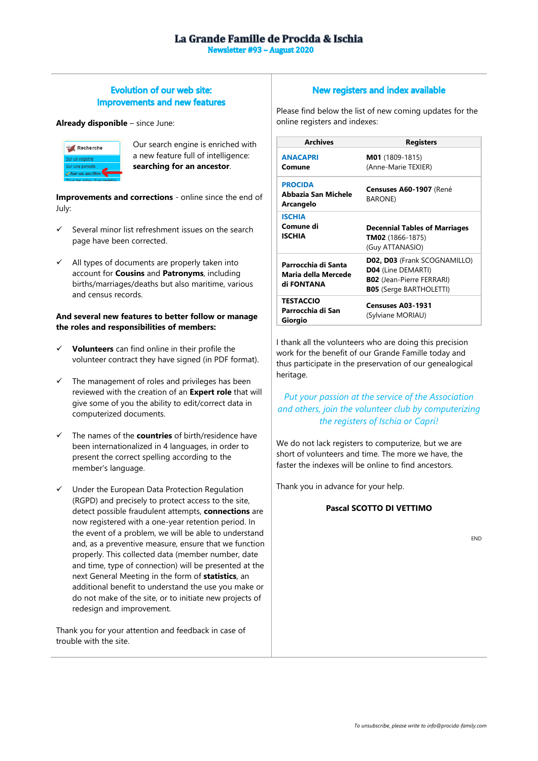# La Grande Famille de Procida & Ischia

**Newsletter #93 – August 2020**

## Evolution of our web site: Improvements and new features

**Already disponible** – since June:

Our search engine is enriched with a new feature full of intelligence: **searching for an ancestor**.

**Improvements and corrections** - online since the end of July:

- ✓ Several minor list refreshment issues on the search page have been corrected.
- ✓ All types of documents are properly taken into account for **Cousins** and **Patronyms**, including births/marriages/deaths but also maritime, various and census records.

**And several new features to better follow or manage the roles and responsibilities of members:**

- ✓ **Volunteers** can find online in their profile the volunteer contract they have signed (in PDF format).
- ✓ The management of roles and privileges has been reviewed with the creation of an **Expert role** that will give some of you the ability to edit/correct data in computerized documents.
- ✓ The names of the **countries** of birth/residence have been internationalized in 4 languages, in order to present the correct spelling according to the member's language.
- ✓ Under the European Data Protection Regulation (RGPD) and precisely to protect access to the site, detect possible fraudulent attempts, **connections** are now registered with a one-year retention period. In the event of a problem, we will be able to understand and, as a preventive measure, ensure that we function properly. This collected data (member number, date and time, type of connection) will be presented at the next General Meeting in the form of **statistics**, an additional benefit to understand the use you make or do not make of the site, or to initiate new projects of redesign and improvement.

Thank you for your attention and feedback in case of trouble with the site.

## New registers and index available

Please find below the list of new coming updates for the online registers and indexes:

| Archives | Registers |
|---|---|
| **ANACAPRI** **Comune** | **M01** (1809-1815) (Anne-Marie TEXIER) |
| **PROCIDA** **Abbazia San Michele Arcangelo** | **Censuses A60-1907** (René BARONE) |
| **ISCHIA** **Comune di ISCHIA** | **Decennial Tables of Marriages** **TM02** (1866-1875) (Guy ATTANASIO) |
| **Parrocchia di Santa Maria della Mercede di FONTANA** | **D02, D03** (Frank SCOGNAMILLO) **D04** (Line DEMARTI) **B02** (Jean-Pierre FERRARI) **B05** (Serge BARTHOLETTI) |
| **TESTACCIO Parrocchia di San Giorgio** | **Censuses A03-1931** (Sylviane MORIAU) |

I thank all the volunteers who are doing this precision work for the benefit of our Grande Famille today and thus participate in the preservation of our genealogical heritage.

*Put your passion at the service of the Association and others, join the volunteer club by computerizing the registers of Ischia or Capri!*

We do not lack registers to computerize, but we are short of volunteers and time. The more we have, the faster the indexes will be online to find ancestors.

Thank you in advance for your help.

**Pascal SCOTTO DI VETTIMO**

END

*To unsubscribe, please write to info@procida-family.com*